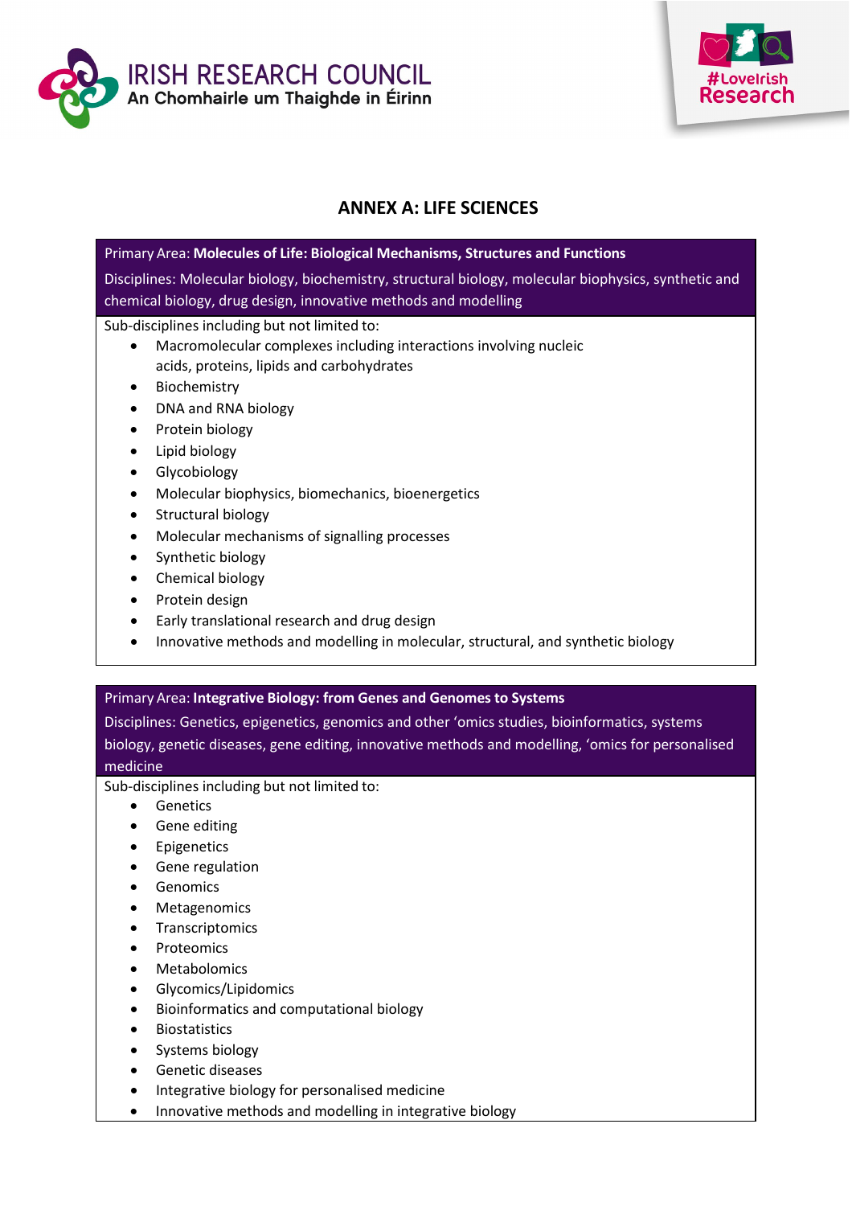IRISH RESEARCH COUNCIL
An Chomhairle um Thaighde in Éirinn

#LoveIrish Research

# ANNEX A: LIFE SCIENCES

Primary Area: **Molecules of Life: Biological Mechanisms, Structures and Functions**

Disciplines: Molecular biology, biochemistry, structural biology, molecular biophysics, synthetic and chemical biology, drug design, innovative methods and modelling

Sub-disciplines including but not limited to:

- Macromolecular complexes including interactions involving nucleic acids, proteins, lipids and carbohydrates
- Biochemistry
- DNA and RNA biology
- Protein biology
- Lipid biology
- Glycobiology
- Molecular biophysics, biomechanics, bioenergetics
- Structural biology
- Molecular mechanisms of signalling processes
- Synthetic biology
- Chemical biology
- Protein design
- Early translational research and drug design
- Innovative methods and modelling in molecular, structural, and synthetic biology

Primary Area: **Integrative Biology: from Genes and Genomes to Systems**

Disciplines: Genetics, epigenetics, genomics and other 'omics studies, bioinformatics, systems biology, genetic diseases, gene editing, innovative methods and modelling, 'omics for personalised medicine

Sub-disciplines including but not limited to:

- Genetics
- Gene editing
- Epigenetics
- Gene regulation
- Genomics
- Metagenomics
- Transcriptomics
- Proteomics
- Metabolomics
- Glycomics/Lipidomics
- Bioinformatics and computational biology
- Biostatistics
- Systems biology
- Genetic diseases
- Integrative biology for personalised medicine
- Innovative methods and modelling in integrative biology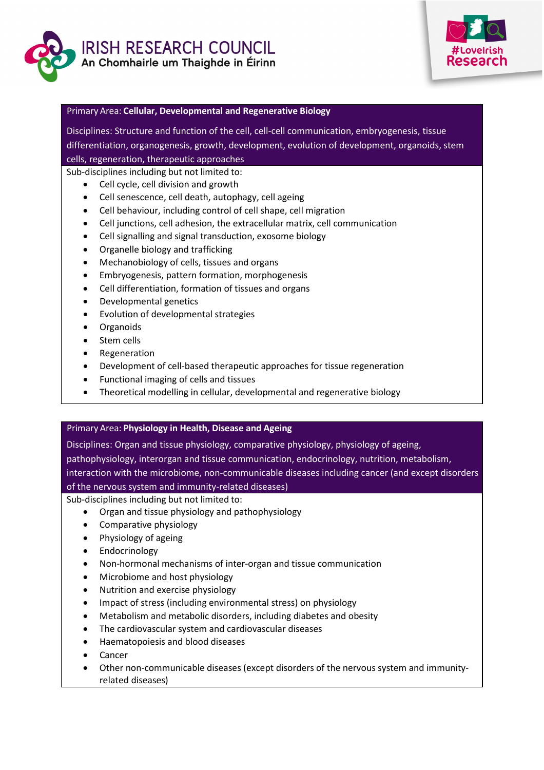Primary Area: **Cellular, Developmental and Regenerative Biology**

Disciplines: Structure and function of the cell, cell-cell communication, embryogenesis, tissue differentiation, organogenesis, growth, development, evolution of development, organoids, stem cells, regeneration, therapeutic approaches

Sub-disciplines including but not limited to:

- Cell cycle, cell division and growth
- Cell senescence, cell death, autophagy, cell ageing
- Cell behaviour, including control of cell shape, cell migration
- Cell junctions, cell adhesion, the extracellular matrix, cell communication
- Cell signalling and signal transduction, exosome biology
- Organelle biology and trafficking
- Mechanobiology of cells, tissues and organs
- Embryogenesis, pattern formation, morphogenesis
- Cell differentiation, formation of tissues and organs
- Developmental genetics
- Evolution of developmental strategies
- Organoids
- Stem cells
- Regeneration
- Development of cell-based therapeutic approaches for tissue regeneration
- Functional imaging of cells and tissues
- Theoretical modelling in cellular, developmental and regenerative biology

Primary Area: **Physiology in Health, Disease and Ageing**

Disciplines: Organ and tissue physiology, comparative physiology, physiology of ageing, pathophysiology, interorgan and tissue communication, endocrinology, nutrition, metabolism, interaction with the microbiome, non-communicable diseases including cancer (and except disorders of the nervous system and immunity-related diseases)

Sub-disciplines including but not limited to:

- Organ and tissue physiology and pathophysiology
- Comparative physiology
- Physiology of ageing
- Endocrinology
- Non-hormonal mechanisms of inter-organ and tissue communication
- Microbiome and host physiology
- Nutrition and exercise physiology
- Impact of stress (including environmental stress) on physiology
- Metabolism and metabolic disorders, including diabetes and obesity
- The cardiovascular system and cardiovascular diseases
- Haematopoiesis and blood diseases
- Cancer
- Other non-communicable diseases (except disorders of the nervous system and immunity-related diseases)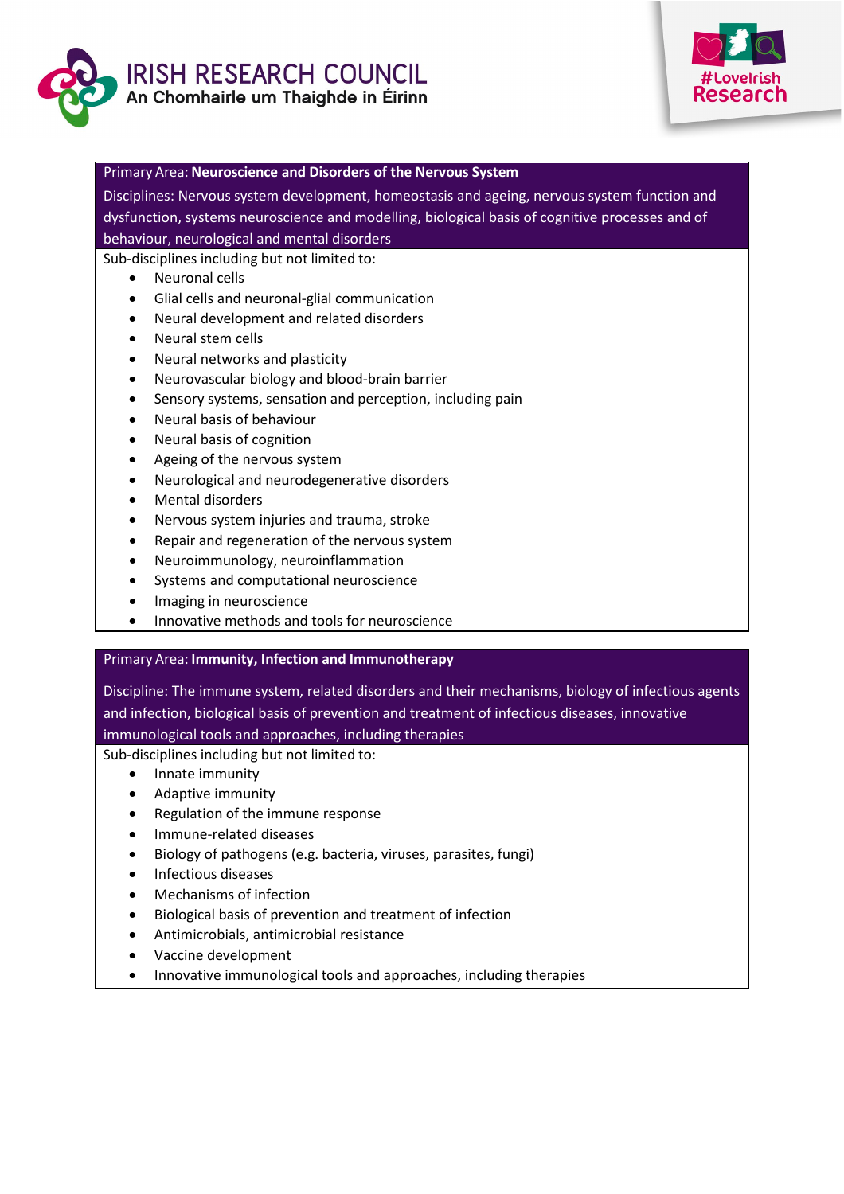Primary Area: **Neuroscience and Disorders of the Nervous System**

Disciplines: Nervous system development, homeostasis and ageing, nervous system function and dysfunction, systems neuroscience and modelling, biological basis of cognitive processes and of behaviour, neurological and mental disorders

Sub-disciplines including but not limited to:

- Neuronal cells
- Glial cells and neuronal-glial communication
- Neural development and related disorders
- Neural stem cells
- Neural networks and plasticity
- Neurovascular biology and blood-brain barrier
- Sensory systems, sensation and perception, including pain
- Neural basis of behaviour
- Neural basis of cognition
- Ageing of the nervous system
- Neurological and neurodegenerative disorders
- Mental disorders
- Nervous system injuries and trauma, stroke
- Repair and regeneration of the nervous system
- Neuroimmunology, neuroinflammation
- Systems and computational neuroscience
- Imaging in neuroscience
- Innovative methods and tools for neuroscience

Primary Area: **Immunity, Infection and Immunotherapy**

Discipline: The immune system, related disorders and their mechanisms, biology of infectious agents and infection, biological basis of prevention and treatment of infectious diseases, innovative immunological tools and approaches, including therapies

Sub-disciplines including but not limited to:

- Innate immunity
- Adaptive immunity
- Regulation of the immune response
- Immune-related diseases
- Biology of pathogens (e.g. bacteria, viruses, parasites, fungi)
- Infectious diseases
- Mechanisms of infection
- Biological basis of prevention and treatment of infection
- Antimicrobials, antimicrobial resistance
- Vaccine development
- Innovative immunological tools and approaches, including therapies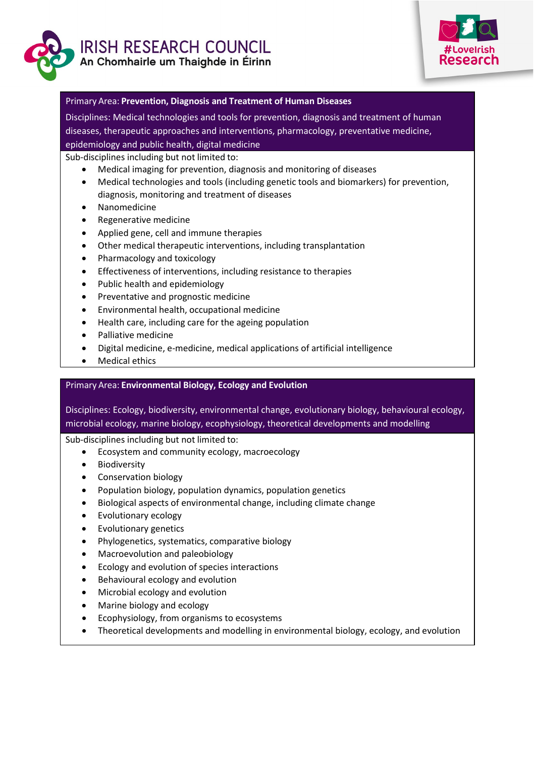Primary Area: **Prevention, Diagnosis and Treatment of Human Diseases**

Disciplines: Medical technologies and tools for prevention, diagnosis and treatment of human diseases, therapeutic approaches and interventions, pharmacology, preventative medicine, epidemiology and public health, digital medicine

Sub-disciplines including but not limited to:

- Medical imaging for prevention, diagnosis and monitoring of diseases
- Medical technologies and tools (including genetic tools and biomarkers) for prevention, diagnosis, monitoring and treatment of diseases
- Nanomedicine
- Regenerative medicine
- Applied gene, cell and immune therapies
- Other medical therapeutic interventions, including transplantation
- Pharmacology and toxicology
- Effectiveness of interventions, including resistance to therapies
- Public health and epidemiology
- Preventative and prognostic medicine
- Environmental health, occupational medicine
- Health care, including care for the ageing population
- Palliative medicine
- Digital medicine, e-medicine, medical applications of artificial intelligence
- Medical ethics

Primary Area: **Environmental Biology, Ecology and Evolution**

Disciplines: Ecology, biodiversity, environmental change, evolutionary biology, behavioural ecology, microbial ecology, marine biology, ecophysiology, theoretical developments and modelling

Sub-disciplines including but not limited to:

- Ecosystem and community ecology, macroecology
- Biodiversity
- Conservation biology
- Population biology, population dynamics, population genetics
- Biological aspects of environmental change, including climate change
- Evolutionary ecology
- Evolutionary genetics
- Phylogenetics, systematics, comparative biology
- Macroevolution and paleobiology
- Ecology and evolution of species interactions
- Behavioural ecology and evolution
- Microbial ecology and evolution
- Marine biology and ecology
- Ecophysiology, from organisms to ecosystems
- Theoretical developments and modelling in environmental biology, ecology, and evolution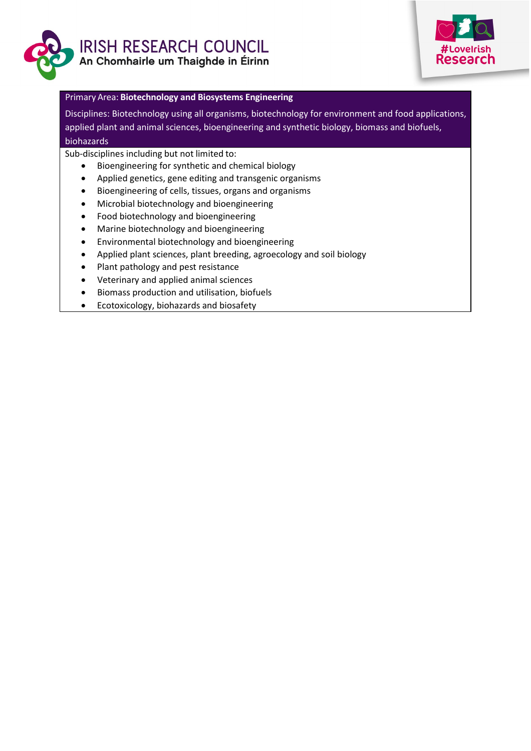Primary Area: **Biotechnology and Biosystems Engineering**

Disciplines: Biotechnology using all organisms, biotechnology for environment and food applications, applied plant and animal sciences, bioengineering and synthetic biology, biomass and biofuels, biohazards

Sub-disciplines including but not limited to:

- Bioengineering for synthetic and chemical biology
- Applied genetics, gene editing and transgenic organisms
- Bioengineering of cells, tissues, organs and organisms
- Microbial biotechnology and bioengineering
- Food biotechnology and bioengineering
- Marine biotechnology and bioengineering
- Environmental biotechnology and bioengineering
- Applied plant sciences, plant breeding, agroecology and soil biology
- Plant pathology and pest resistance
- Veterinary and applied animal sciences
- Biomass production and utilisation, biofuels
- Ecotoxicology, biohazards and biosafety